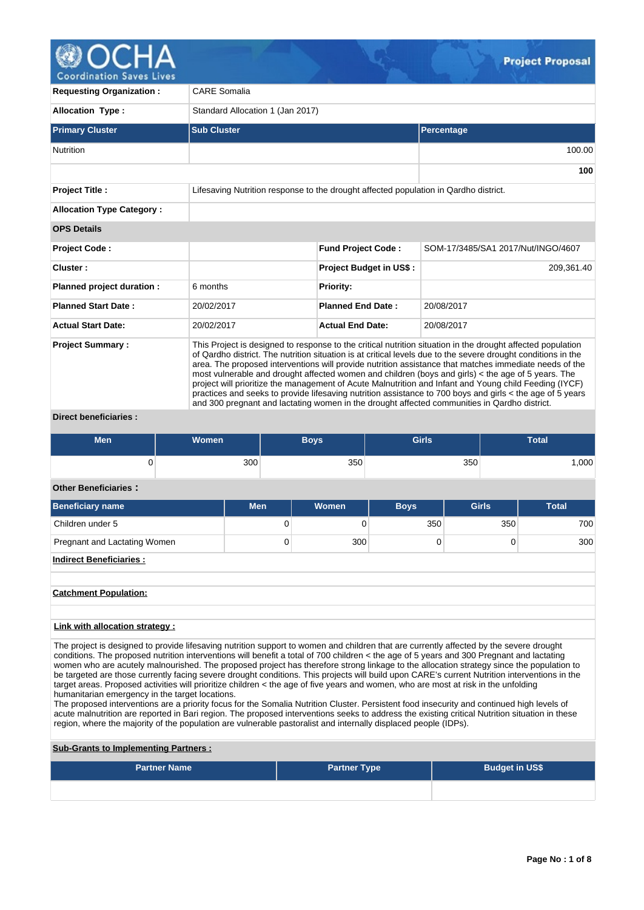# Project Proposal

| | | | |
|---|---|---|---|
| **Requesting Organization :** | CARE Somalia | | |
| **Allocation Type :** | Standard Allocation 1 (Jan 2017) | | |

| Primary Cluster | Sub Cluster | Percentage |
|---|---|---|
| Nutrition | | 100.00 |
| | | **100** |

| | | | |
|---|---|---|---|
| **Project Title :** | Lifesaving Nutrition response to the drought affected population in Qardho district. | | |
| **Allocation Type Category :** | | | |
| **OPS Details** | | | |
| **Project Code :** | | **Fund Project Code :** | SOM-17/3485/SA1 2017/Nut/INGO/4607 |
| **Cluster :** | | **Project Budget in US$ :** | 209,361.40 |
| **Planned project duration :** | 6 months | **Priority:** | |
| **Planned Start Date :** | 20/02/2017 | **Planned End Date :** | 20/08/2017 |
| **Actual Start Date:** | 20/02/2017 | **Actual End Date:** | 20/08/2017 |
| **Project Summary :** | This Project is designed to response to the critical nutrition situation in the drought affected population of Qardho district. The nutrition situation is at critical levels due to the severe drought conditions in the area. The proposed interventions will provide nutrition assistance that matches immediate needs of the most vulnerable and drought affected women and children (boys and girls) < the age of 5 years. The project will prioritize the management of Acute Malnutrition and Infant and Young child Feeding (IYCF) practices and seeks to provide lifesaving nutrition assistance to 700 boys and girls < the age of 5 years and 300 pregnant and lactating women in the drought affected communities in Qardho district. | | |

**Direct beneficiaries :**

| Men | Women | Boys | Girls | Total |
|---|---|---|---|---|
| 0 | 300 | 350 | 350 | 1,000 |

**Other Beneficiaries :**

| Beneficiary name | Men | Women | Boys | Girls | Total |
|---|---|---|---|---|---|
| Children under 5 | 0 | 0 | 350 | 350 | 700 |
| Pregnant and Lactating Women | 0 | 300 | 0 | 0 | 300 |

**Indirect Beneficiaries :**

**Catchment Population:**

**Link with allocation strategy :**

The project is designed to provide lifesaving nutrition support to women and children that are currently affected by the severe drought conditions. The proposed nutrition interventions will benefit a total of 700 children < the age of 5 years and 300 Pregnant and lactating women who are acutely malnourished. The proposed project has therefore strong linkage to the allocation strategy since the population to be targeted are those currently facing severe drought conditions. This projects will build upon CARE's current Nutrition interventions in the target areas. Proposed activities will prioritize children < the age of five years and women, who are most at risk in the unfolding humanitarian emergency in the target locations.
The proposed interventions are a priority focus for the Somalia Nutrition Cluster. Persistent food insecurity and continued high levels of acute malnutrition are reported in Bari region. The proposed interventions seeks to address the existing critical Nutrition situation in these region, where the majority of the population are vulnerable pastoralist and internally displaced people (IDPs).

**Sub-Grants to Implementing Partners :**

| Partner Name | Partner Type | Budget in US$ |
|---|---|---|
| | | |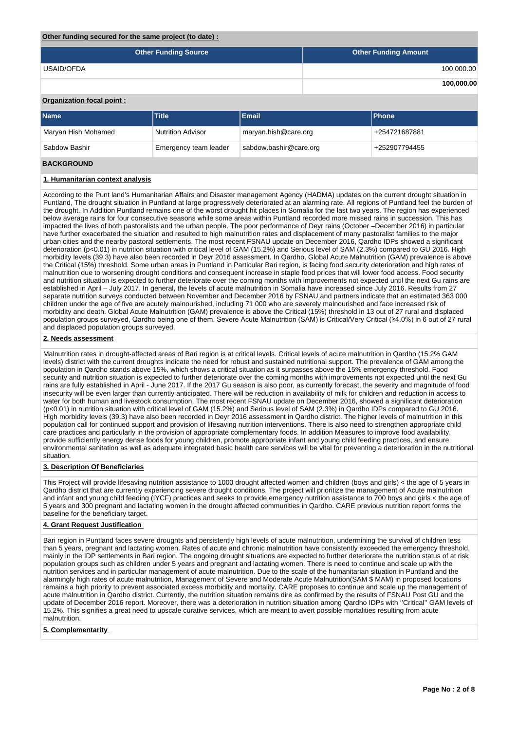**Other funding secured for the same project (to date) :**

| Other Funding Source | Other Funding Amount |
|---|---|
| USAID/OFDA | 100,000.00 |
| | **100,000.00** |

**Organization focal point :**

| Name | Title | Email | Phone |
|---|---|---|---|
| Maryan Hish Mohamed | Nutrition Advisor | maryan.hish@care.org | +254721687881 |
| Sabdow Bashir | Emergency team leader | sabdow.bashir@care.org | +252907794455 |

## BACKGROUND

### 1. Humanitarian context analysis

According to the Punt land's Humanitarian Affairs and Disaster management Agency (HADMA) updates on the current drought situation in Puntland, The drought situation in Puntland at large progressively deteriorated at an alarming rate. All regions of Puntland feel the burden of the drought. In Addition Puntland remains one of the worst drought hit places in Somalia for the last two years. The region has experienced below average rains for four consecutive seasons while some areas within Puntland recorded more missed rains in succession. This has impacted the lives of both pastoralists and the urban people. The poor performance of Deyr rains (October –December 2016) in particular have further exacerbated the situation and resulted to high malnutrition rates and displacement of many pastoralist families to the major urban cities and the nearby pastoral settlements. The most recent FSNAU update on December 2016, Qardho IDPs showed a significant deterioration ($p<0.01$) in nutrition situation with critical level of GAM (15.2%) and Serious level of SAM (2.3%) compared to GU 2016. High morbidity levels (39.3) have also been recorded in Deyr 2016 assessment. In Qardho, Global Acute Malnutrition (GAM) prevalence is above the Critical (15%) threshold. Some urban areas in Puntland in Particular Bari region, is facing food security deterioration and high rates of malnutrition due to worsening drought conditions and consequent increase in staple food prices that will lower food access. Food security and nutrition situation is expected to further deteriorate over the coming months with improvements not expected until the next Gu rains are established in April – July 2017. In general, the levels of acute malnutrition in Somalia have increased since July 2016. Results from 27 separate nutrition surveys conducted between November and December 2016 by FSNAU and partners indicate that an estimated 363 000 children under the age of five are acutely malnourished, including 71 000 who are severely malnourished and face increased risk of morbidity and death. Global Acute Malnutrition (GAM) prevalence is above the Critical (15%) threshold in 13 out of 27 rural and displaced population groups surveyed, Qardho being one of them. Severe Acute Malnutrition (SAM) is Critical/Very Critical (≥4.0%) in 6 out of 27 rural and displaced population groups surveyed.

### 2. Needs assessment

Malnutrition rates in drought-affected areas of Bari region is at critical levels. Critical levels of acute malnutrition in Qardho (15.2% GAM levels) district with the current droughts indicate the need for robust and sustained nutritional support. The prevalence of GAM among the population in Qardho stands above 15%, which shows a critical situation as it surpasses above the 15% emergency threshold. Food security and nutrition situation is expected to further deteriorate over the coming months with improvements not expected until the next Gu rains are fully established in April - June 2017. If the 2017 Gu season is also poor, as currently forecast, the severity and magnitude of food insecurity will be even larger than currently anticipated. There will be reduction in availability of milk for children and reduction in access to water for both human and livestock consumption. The most recent FSNAU update on December 2016, showed a significant deterioration ($p<0.01$) in nutrition situation with critical level of GAM (15.2%) and Serious level of SAM (2.3%) in Qardho IDPs compared to GU 2016. High morbidity levels (39.3) have also been recorded in Deyr 2016 assessment in Qardho district. The higher levels of malnutrition in this population call for continued support and provision of lifesaving nutrition interventions. There is also need to strengthen appropriate child care practices and particularly in the provision of appropriate complementary foods. In addition Measures to improve food availability, provide sufficiently energy dense foods for young children, promote appropriate infant and young child feeding practices, and ensure environmental sanitation as well as adequate integrated basic health care services will be vital for preventing a deterioration in the nutritional situation.

### 3. Description Of Beneficiaries

This Project will provide lifesaving nutrition assistance to 1000 drought affected women and children (boys and girls) < the age of 5 years in Qardho district that are currently experiencing severe drought conditions. The project will prioritize the management of Acute malnutrition and infant and young child feeding (IYCF) practices and seeks to provide emergency nutrition assistance to 700 boys and girls < the age of 5 years and 300 pregnant and lactating women in the drought affected communities in Qardho. CARE previous nutrition report forms the baseline for the beneficiary target.

### 4. Grant Request Justification

Bari region in Puntland faces severe droughts and persistently high levels of acute malnutrition, undermining the survival of children less than 5 years, pregnant and lactating women. Rates of acute and chronic malnutrition have consistently exceeded the emergency threshold, mainly in the IDP settlements in Bari region. The ongoing drought situations are expected to further deteriorate the nutrition status of at risk population groups such as children under 5 years and pregnant and lactating women. There is need to continue and scale up with the nutrition services and in particular management of acute malnutrition. Due to the scale of the humanitarian situation in Puntland and the alarmingly high rates of acute malnutrition, Management of Severe and Moderate Acute Malnutrition(SAM $ MAM) in proposed locations remains a high priority to prevent associated excess morbidity and mortality. CARE proposes to continue and scale up the management of acute malnutrition in Qardho district. Currently, the nutrition situation remains dire as confirmed by the results of FSNAU Post GU and the update of December 2016 report. Moreover, there was a deterioration in nutrition situation among Qardho IDPs with ''Critical'' GAM levels of 15.2%. This signifies a great need to upscale curative services, which are meant to avert possible mortalities resulting from acute malnutrition.

### 5. Complementarity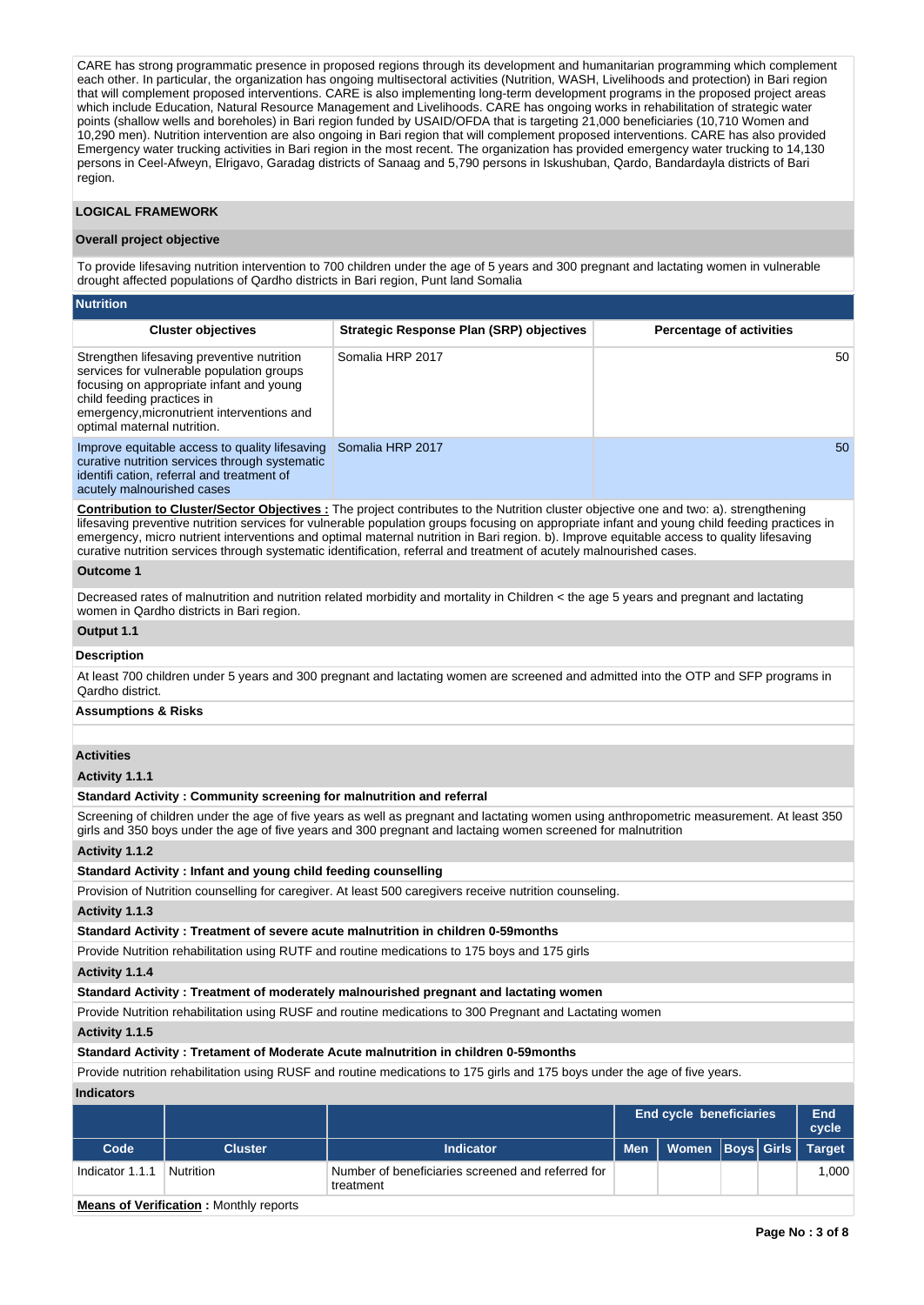CARE has strong programmatic presence in proposed regions through its development and humanitarian programming which complement each other. In particular, the organization has ongoing multisectoral activities (Nutrition, WASH, Livelihoods and protection) in Bari region that will complement proposed interventions. CARE is also implementing long-term development programs in the proposed project areas which include Education, Natural Resource Management and Livelihoods. CARE has ongoing works in rehabilitation of strategic water points (shallow wells and boreholes) in Bari region funded by USAID/OFDA that is targeting 21,000 beneficiaries (10,710 Women and 10,290 men). Nutrition intervention are also ongoing in Bari region that will complement proposed interventions. CARE has also provided Emergency water trucking activities in Bari region in the most recent. The organization has provided emergency water trucking to 14,130 persons in Ceel-Afweyn, Elrigavo, Garadag districts of Sanaag and 5,790 persons in Iskushuban, Qardo, Bandardayla districts of Bari region.

## LOGICAL FRAMEWORK

### Overall project objective

To provide lifesaving nutrition intervention to 700 children under the age of 5 years and 300 pregnant and lactating women in vulnerable drought affected populations of Qardho districts in Bari region, Punt land Somalia

### Nutrition

| Cluster objectives | Strategic Response Plan (SRP) objectives | Percentage of activities |
|---|---|---|
| Strengthen lifesaving preventive nutrition services for vulnerable population groups focusing on appropriate infant and young child feeding practices in emergency,micronutrient interventions and optimal maternal nutrition. | Somalia HRP 2017 | 50 |
| Improve equitable access to quality lifesaving curative nutrition services through systematic identifi cation, referral and treatment of acutely malnourished cases | Somalia HRP 2017 | 50 |

**Contribution to Cluster/Sector Objectives :** The project contributes to the Nutrition cluster objective one and two: a). strengthening lifesaving preventive nutrition services for vulnerable population groups focusing on appropriate infant and young child feeding practices in emergency, micro nutrient interventions and optimal maternal nutrition in Bari region. b). Improve equitable access to quality lifesaving curative nutrition services through systematic identification, referral and treatment of acutely malnourished cases.

**Outcome 1**

Decreased rates of malnutrition and nutrition related morbidity and mortality in Children < the age 5 years and pregnant and lactating women in Qardho districts in Bari region.

**Output 1.1**

**Description**

At least 700 children under 5 years and 300 pregnant and lactating women are screened and admitted into the OTP and SFP programs in Qardho district.

**Assumptions & Risks**

**Activities**

**Activity 1.1.1**

**Standard Activity : Community screening for malnutrition and referral**

Screening of children under the age of five years as well as pregnant and lactating women using anthropometric measurement. At least 350 girls and 350 boys under the age of five years and 300 pregnant and lactaing women screened for malnutrition

**Activity 1.1.2**

**Standard Activity : Infant and young child feeding counselling**

Provision of Nutrition counselling for caregiver. At least 500 caregivers receive nutrition counseling.

**Activity 1.1.3**

**Standard Activity : Treatment of severe acute malnutrition in children 0-59months**

Provide Nutrition rehabilitation using RUTF and routine medications to 175 boys and 175 girls

**Activity 1.1.4**

**Standard Activity : Treatment of moderately malnourished pregnant and lactating women**

Provide Nutrition rehabilitation using RUSF and routine medications to 300 Pregnant and Lactating women

**Activity 1.1.5**

**Standard Activity : Tretament of Moderate Acute malnutrition in children 0-59months**

Provide nutrition rehabilitation using RUSF and routine medications to 175 girls and 175 boys under the age of five years.

**Indicators**

| | | | End cycle beneficiaries | | | | End cycle |
|---|---|---|---|---|---|---|---|
| **Code** | **Cluster** | **Indicator** | **Men** | **Women** | **Boys** | **Girls** | **Target** |
| Indicator 1.1.1 | Nutrition | Number of beneficiaries screened and referred for treatment | | | | | 1,000 |

**Means of Verification :** Monthly reports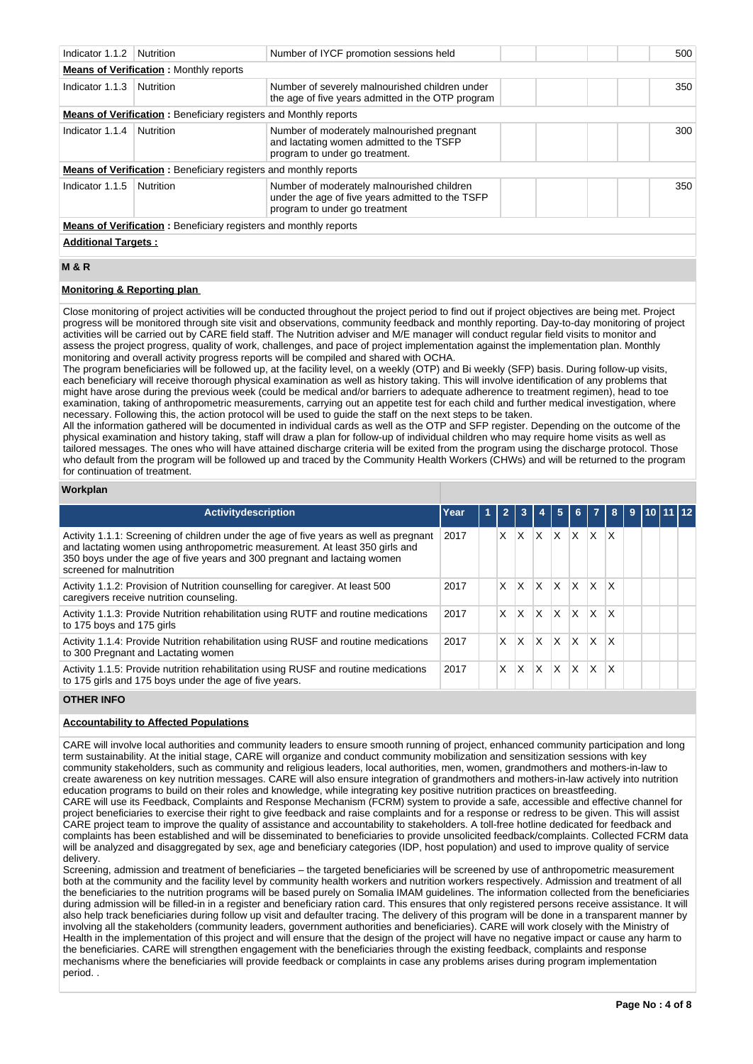| Indicator 1.1.2 | Nutrition | Number of IYCF promotion sessions held | | | | | 500 |
|---|---|---|---|---|---|---|---|
| **Means of Verification :** Monthly reports | | | | | | | |
| Indicator 1.1.3 | Nutrition | Number of severely malnourished children under the age of five years admitted in the OTP program | | | | | 350 |
| **Means of Verification :** Beneficiary registers and Monthly reports | | | | | | | |
| Indicator 1.1.4 | Nutrition | Number of moderately malnourished pregnant and lactating women admitted to the TSFP program to under go treatment. | | | | | 300 |
| **Means of Verification :** Beneficiary registers and monthly reports | | | | | | | |
| Indicator 1.1.5 | Nutrition | Number of moderately malnourished children under the age of five years admitted to the TSFP program to under go treatment | | | | | 350 |
| **Means of Verification :** Beneficiary registers and monthly reports | | | | | | | |

**Additional Targets :**

## M & R

**Monitoring & Reporting plan**

Close monitoring of project activities will be conducted throughout the project period to find out if project objectives are being met. Project progress will be monitored through site visit and observations, community feedback and monthly reporting. Day-to-day monitoring of project activities will be carried out by CARE field staff. The Nutrition adviser and M/E manager will conduct regular field visits to monitor and assess the project progress, quality of work, challenges, and pace of project implementation against the implementation plan. Monthly monitoring and overall activity progress reports will be compiled and shared with OCHA.
The program beneficiaries will be followed up, at the facility level, on a weekly (OTP) and Bi weekly (SFP) basis. During follow-up visits, each beneficiary will receive thorough physical examination as well as history taking. This will involve identification of any problems that might have arose during the previous week (could be medical and/or barriers to adequate adherence to treatment regimen), head to toe examination, taking of anthropometric measurements, carrying out an appetite test for each child and further medical investigation, where necessary. Following this, the action protocol will be used to guide the staff on the next steps to be taken.
All the information gathered will be documented in individual cards as well as the OTP and SFP register. Depending on the outcome of the physical examination and history taking, staff will draw a plan for follow-up of individual children who may require home visits as well as tailored messages. The ones who will have attained discharge criteria will be exited from the program using the discharge protocol. Those who default from the program will be followed up and traced by the Community Health Workers (CHWs) and will be returned to the program for continuation of treatment.

**Workplan**

| Activitydescription | Year | 1 | 2 | 3 | 4 | 5 | 6 | 7 | 8 | 9 | 10 | 11 | 12 |
|---|---|---|---|---|---|---|---|---|---|---|---|---|---|
| Activity 1.1.1: Screening of children under the age of five years as well as pregnant and lactating women using anthropometric measurement. At least 350 girls and 350 boys under the age of five years and 300 pregnant and lactating women screened for malnutrition | 2017 | | X | X | X | X | X | X | X | | | | |
| Activity 1.1.2: Provision of Nutrition counselling for caregiver. At least 500 caregivers receive nutrition counseling. | 2017 | | X | X | X | X | X | X | X | | | | |
| Activity 1.1.3: Provide Nutrition rehabilitation using RUTF and routine medications to 175 boys and 175 girls | 2017 | | X | X | X | X | X | X | X | | | | |
| Activity 1.1.4: Provide Nutrition rehabilitation using RUSF and routine medications to 300 Pregnant and Lactating women | 2017 | | X | X | X | X | X | X | X | | | | |
| Activity 1.1.5: Provide nutrition rehabilitation using RUSF and routine medications to 175 girls and 175 boys under the age of five years. | 2017 | | X | X | X | X | X | X | X | | | | |

## OTHER INFO

**Accountability to Affected Populations**

CARE will involve local authorities and community leaders to ensure smooth running of project, enhanced community participation and long term sustainability. At the initial stage, CARE will organize and conduct community mobilization and sensitization sessions with key community stakeholders, such as community and religious leaders, local authorities, men, women, grandmothers and mothers-in-law to create awareness on key nutrition messages. CARE will also ensure integration of grandmothers and mothers-in-law actively into nutrition education programs to build on their roles and knowledge, while integrating key positive nutrition practices on breastfeeding.
CARE will use its Feedback, Complaints and Response Mechanism (FCRM) system to provide a safe, accessible and effective channel for project beneficiaries to exercise their right to give feedback and raise complaints and for a response or redress to be given. This will assist CARE project team to improve the quality of assistance and accountability to stakeholders. A toll-free hotline dedicated for feedback and complaints has been established and will be disseminated to beneficiaries to provide unsolicited feedback/complaints. Collected FCRM data will be analyzed and disaggregated by sex, age and beneficiary categories (IDP, host population) and used to improve quality of service delivery.
Screening, admission and treatment of beneficiaries – the targeted beneficiaries will be screened by use of anthropometric measurement both at the community and the facility level by community health workers and nutrition workers respectively. Admission and treatment of all the beneficiaries to the nutrition programs will be based purely on Somalia IMAM guidelines. The information collected from the beneficiaries during admission will be filled-in in a register and beneficiary ration card. This ensures that only registered persons receive assistance. It will also help track beneficiaries during follow up visit and defaulter tracing. The delivery of this program will be done in a transparent manner by involving all the stakeholders (community leaders, government authorities and beneficiaries). CARE will work closely with the Ministry of Health in the implementation of this project and will ensure that the design of the project will have no negative impact or cause any harm to the beneficiaries. CARE will strengthen engagement with the beneficiaries through the existing feedback, complaints and response mechanisms where the beneficiaries will provide feedback or complaints in case any problems arises during program implementation period. .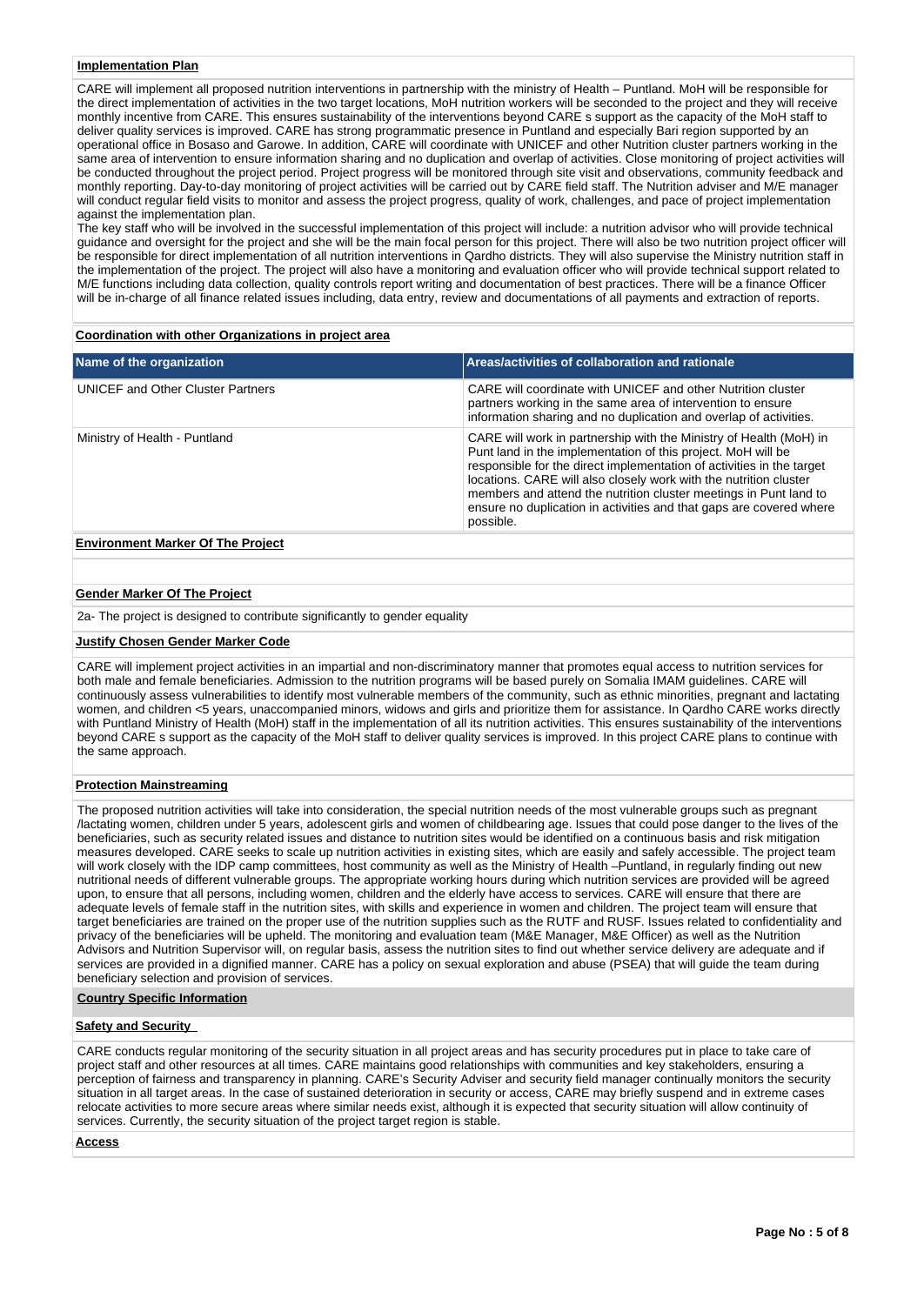**Implementation Plan**

CARE will implement all proposed nutrition interventions in partnership with the ministry of Health – Puntland. MoH will be responsible for the direct implementation of activities in the two target locations, MoH nutrition workers will be seconded to the project and they will receive monthly incentive from CARE. This ensures sustainability of the interventions beyond CARE s support as the capacity of the MoH staff to deliver quality services is improved. CARE has strong programmatic presence in Puntland and especially Bari region supported by an operational office in Bosaso and Garowe. In addition, CARE will coordinate with UNICEF and other Nutrition cluster partners working in the same area of intervention to ensure information sharing and no duplication and overlap of activities. Close monitoring of project activities will be conducted throughout the project period. Project progress will be monitored through site visit and observations, community feedback and monthly reporting. Day-to-day monitoring of project activities will be carried out by CARE field staff. The Nutrition adviser and M/E manager will conduct regular field visits to monitor and assess the project progress, quality of work, challenges, and pace of project implementation against the implementation plan.
The key staff who will be involved in the successful implementation of this project will include: a nutrition advisor who will provide technical guidance and oversight for the project and she will be the main focal person for this project. There will also be two nutrition project officer will be responsible for direct implementation of all nutrition interventions in Qardho districts. They will also supervise the Ministry nutrition staff in the implementation of the project. The project will also have a monitoring and evaluation officer who will provide technical support related to M/E functions including data collection, quality controls report writing and documentation of best practices. There will be a finance Officer will be in-charge of all finance related issues including, data entry, review and documentations of all payments and extraction of reports.

**Coordination with other Organizations in project area**

| Name of the organization | Areas/activities of collaboration and rationale |
|---|---|
| UNICEF and Other Cluster Partners | CARE will coordinate with UNICEF and other Nutrition cluster partners working in the same area of intervention to ensure information sharing and no duplication and overlap of activities. |
| Ministry of Health - Puntland | CARE will work in partnership with the Ministry of Health (MoH) in Punt land in the implementation of this project. MoH will be responsible for the direct implementation of activities in the target locations. CARE will also closely work with the nutrition cluster members and attend the nutrition cluster meetings in Punt land to ensure no duplication in activities and that gaps are covered where possible. |

**Environment Marker Of The Project**

**Gender Marker Of The Project**

2a- The project is designed to contribute significantly to gender equality

**Justify Chosen Gender Marker Code**

CARE will implement project activities in an impartial and non-discriminatory manner that promotes equal access to nutrition services for both male and female beneficiaries. Admission to the nutrition programs will be based purely on Somalia IMAM guidelines. CARE will continuously assess vulnerabilities to identify most vulnerable members of the community, such as ethnic minorities, pregnant and lactating women, and children <5 years, unaccompanied minors, widows and girls and prioritize them for assistance. In Qardho CARE works directly with Puntland Ministry of Health (MoH) staff in the implementation of all its nutrition activities. This ensures sustainability of the interventions beyond CARE s support as the capacity of the MoH staff to deliver quality services is improved. In this project CARE plans to continue with the same approach.

**Protection Mainstreaming**

The proposed nutrition activities will take into consideration, the special nutrition needs of the most vulnerable groups such as pregnant /lactating women, children under 5 years, adolescent girls and women of childbearing age. Issues that could pose danger to the lives of the beneficiaries, such as security related issues and distance to nutrition sites would be identified on a continuous basis and risk mitigation measures developed. CARE seeks to scale up nutrition activities in existing sites, which are easily and safely accessible. The project team will work closely with the IDP camp committees, host community as well as the Ministry of Health –Puntland, in regularly finding out new nutritional needs of different vulnerable groups. The appropriate working hours during which nutrition services are provided will be agreed upon, to ensure that all persons, including women, children and the elderly have access to services. CARE will ensure that there are adequate levels of female staff in the nutrition sites, with skills and experience in women and children. The project team will ensure that target beneficiaries are trained on the proper use of the nutrition supplies such as the RUTF and RUSF. Issues related to confidentiality and privacy of the beneficiaries will be upheld. The monitoring and evaluation team (M&E Manager, M&E Officer) as well as the Nutrition Advisors and Nutrition Supervisor will, on regular basis, assess the nutrition sites to find out whether service delivery are adequate and if services are provided in a dignified manner. CARE has a policy on sexual exploration and abuse (PSEA) that will guide the team during beneficiary selection and provision of services.

**Country Specific Information**

**Safety and Security**

CARE conducts regular monitoring of the security situation in all project areas and has security procedures put in place to take care of project staff and other resources at all times. CARE maintains good relationships with communities and key stakeholders, ensuring a perception of fairness and transparency in planning. CARE's Security Adviser and security field manager continually monitors the security situation in all target areas. In the case of sustained deterioration in security or access, CARE may briefly suspend and in extreme cases relocate activities to more secure areas where similar needs exist, although it is expected that security situation will allow continuity of services. Currently, the security situation of the project target region is stable.

**Access**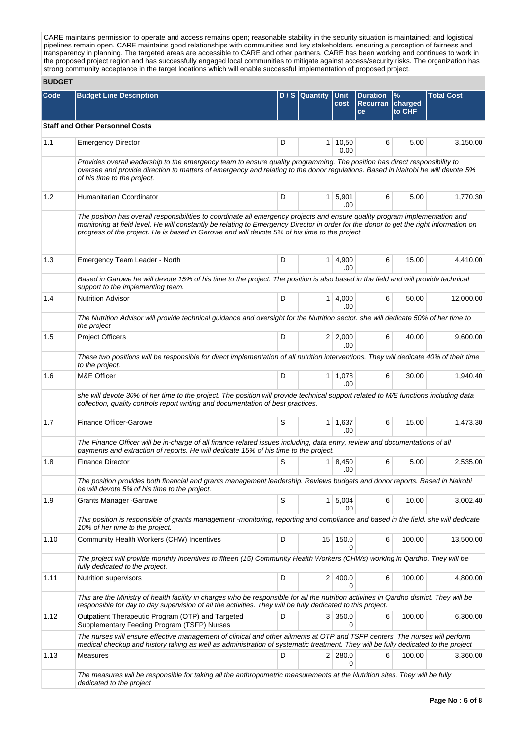CARE maintains permission to operate and access remains open; reasonable stability in the security situation is maintained; and logistical pipelines remain open. CARE maintains good relationships with communities and key stakeholders, ensuring a perception of fairness and transparency in planning. The targeted areas are accessible to CARE and other partners. CARE has been working and continues to work in the proposed project region and has successfully engaged local communities to mitigate against access/security risks. The organization has strong community acceptance in the target locations which will enable successful implementation of proposed project.

## BUDGET

| Code | Budget Line Description | D / S | Quantity | Unit cost | Duration Recurrance | % charged to CHF | Total Cost |
|---|---|---|---|---|---|---|---|
| **Staff and Other Personnel Costs** | | | | | | | |
| 1.1 | Emergency Director | D | 1 | 10,500.00 | 6 | 5.00 | 3,150.00 |
| | *Provides overall leadership to the emergency team to ensure quality programming. The position has direct responsibility to oversee and provide direction to matters of emergency and relating to the donor regulations. Based in Nairobi he will devote 5% of his time to the project.* | | | | | | |
| 1.2 | Humanitarian Coordinator | D | 1 | 5,901.00 | 6 | 5.00 | 1,770.30 |
| | *The position has overall responsibilities to coordinate all emergency projects and ensure quality program implementation and monitoring at field level. He will constantly be relating to Emergency Director in order for the donor to get the right information on progress of the project. He is based in Garowe and will devote 5% of his time to the project* | | | | | | |
| 1.3 | Emergency Team Leader - North | D | 1 | 4,900.00 | 6 | 15.00 | 4,410.00 |
| | *Based in Garowe he will devote 15% of his time to the project. The position is also based in the field and will provide technical support to the implementing team.* | | | | | | |
| 1.4 | Nutrition Advisor | D | 1 | 4,000.00 | 6 | 50.00 | 12,000.00 |
| | *The Nutrition Advisor will provide technical guidance and oversight for the Nutrition sector. she will dedicate 50% of her time to the project* | | | | | | |
| 1.5 | Project Officers | D | 2 | 2,000.00 | 6 | 40.00 | 9,600.00 |
| | *These two positions will be responsible for direct implementation of all nutrition interventions. They will dedicate 40% of their time to the project.* | | | | | | |
| 1.6 | M&E Officer | D | 1 | 1,078.00 | 6 | 30.00 | 1,940.40 |
| | *she will devote 30% of her time to the project. The position will provide technical support related to M/E functions including data collection, quality controls report writing and documentation of best practices.* | | | | | | |
| 1.7 | Finance Officer-Garowe | S | 1 | 1,637.00 | 6 | 15.00 | 1,473.30 |
| | *The Finance Officer will be in-charge of all finance related issues including, data entry, review and documentations of all payments and extraction of reports. He will dedicate 15% of his time to the project.* | | | | | | |
| 1.8 | Finance Director | S | 1 | 8,450.00 | 6 | 5.00 | 2,535.00 |
| | *The position provides both financial and grants management leadership. Reviews budgets and donor reports. Based in Nairobi he will devote 5% of his time to the project.* | | | | | | |
| 1.9 | Grants Manager -Garowe | S | 1 | 5,004.00 | 6 | 10.00 | 3,002.40 |
| | *This position is responsible of grants management -monitoring, reporting and compliance and based in the field. she will dedicate 10% of her time to the project.* | | | | | | |
| 1.10 | Community Health Workers (CHW) Incentives | D | 15 | 150.00 | 6 | 100.00 | 13,500.00 |
| | *The project will provide monthly incentives to fifteen (15) Community Health Workers (CHWs) working in Qardho. They will be fully dedicated to the project.* | | | | | | |
| 1.11 | Nutrition supervisors | D | 2 | 400.00 | 6 | 100.00 | 4,800.00 |
| | *This are the Ministry of health facility in charges who be responsible for all the nutrition activities in Qardho district. They will be responsible for day to day supervision of all the activities. They will be fully dedicated to this project.* | | | | | | |
| 1.12 | Outpatient Therapeutic Program (OTP) and Targeted Supplementary Feeding Program (TSFP) Nurses | D | 3 | 350.00 | 6 | 100.00 | 6,300.00 |
| | *The nurses will ensure effective management of clinical and other ailments at OTP and TSFP centers. The nurses will perform medical checkup and history taking as well as administration of systematic treatment. They will be fully dedicated to the project* | | | | | | |
| 1.13 | Measures | D | 2 | 280.00 | 6 | 100.00 | 3,360.00 |
| | *The measures will be responsible for taking all the anthropometric measurements at the Nutrition sites. They will be fully dedicated to the project* | | | | | | |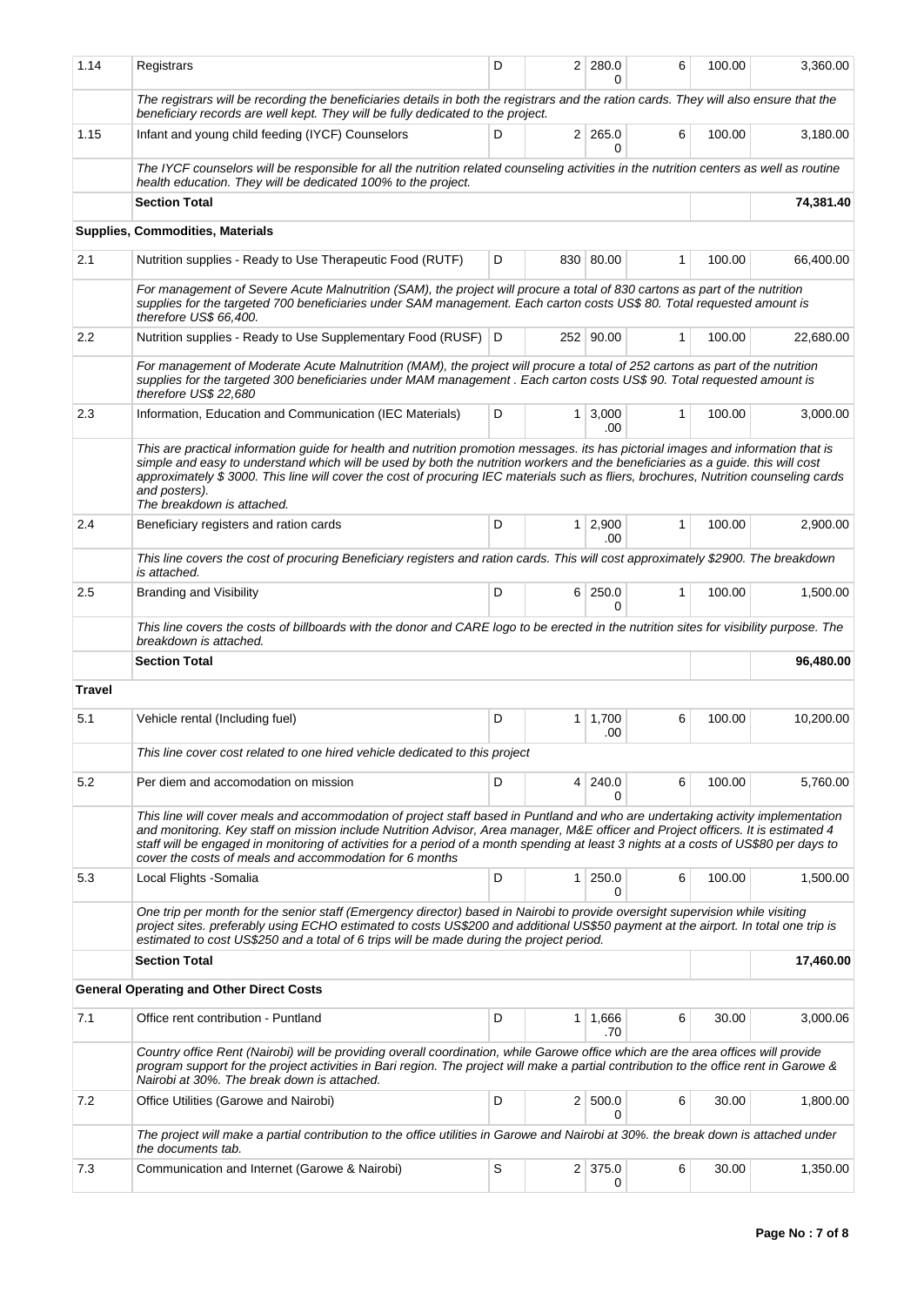| 1.14 | Registrars | D | 2 | 280.00 | 6 | 100.00 | 3,360.00 |
|---|---|---|---|---|---|---|---|
| | *The registrars will be recording the beneficiaries details in both the registrars and the ration cards. They will also ensure that the beneficiary records are well kept. They will be fully dedicated to the project.* | | | | | | |
| 1.15 | Infant and young child feeding (IYCF) Counselors | D | 2 | 265.00 | 6 | 100.00 | 3,180.00 |
| | *The IYCF counselors will be responsible for all the nutrition related counseling activities in the nutrition centers as well as routine health education. They will be dedicated 100% to the project.* | | | | | | |
| | **Section Total** | | | | | | **74,381.40** |
| | **Supplies, Commodities, Materials** | | | | | | |
| 2.1 | Nutrition supplies - Ready to Use Therapeutic Food (RUTF) | D | 830 | 80.00 | 1 | 100.00 | 66,400.00 |
| | *For management of Severe Acute Malnutrition (SAM), the project will procure a total of 830 cartons as part of the nutrition supplies for the targeted 700 beneficiaries under SAM management. Each carton costs US$ 80. Total requested amount is therefore US$ 66,400.* | | | | | | |
| 2.2 | Nutrition supplies - Ready to Use Supplementary Food (RUSF) | D | 252 | 90.00 | 1 | 100.00 | 22,680.00 |
| | *For management of Moderate Acute Malnutrition (MAM), the project will procure a total of 252 cartons as part of the nutrition supplies for the targeted 300 beneficiaries under MAM management . Each carton costs US$ 90. Total requested amount is therefore US$ 22,680* | | | | | | |
| 2.3 | Information, Education and Communication (IEC Materials) | D | 1 | 3,000.00 | 1 | 100.00 | 3,000.00 |
| | *This are practical information guide for health and nutrition promotion messages. its has pictorial images and information that is simple and easy to understand which will be used by both the nutrition workers and the beneficiaries as a guide. this will cost approximately $ 3000. This line will cover the cost of procuring IEC materials such as fliers, brochures, Nutrition counseling cards and posters). The breakdown is attached.* | | | | | | |
| 2.4 | Beneficiary registers and ration cards | D | 1 | 2,900.00 | 1 | 100.00 | 2,900.00 |
| | *This line covers the cost of procuring Beneficiary registers and ration cards. This will cost approximately $2900. The breakdown is attached.* | | | | | | |
| 2.5 | Branding and Visibility | D | 6 | 250.00 | 1 | 100.00 | 1,500.00 |
| | *This line covers the costs of billboards with the donor and CARE logo to be erected in the nutrition sites for visibility purpose. The breakdown is attached.* | | | | | | |
| | **Section Total** | | | | | | **96,480.00** |
| **Travel** | | | | | | | |
| 5.1 | Vehicle rental (Including fuel) | D | 1 | 1,700.00 | 6 | 100.00 | 10,200.00 |
| | *This line cover cost related to one hired vehicle dedicated to this project* | | | | | | |
| 5.2 | Per diem and accomodation on mission | D | 4 | 240.00 | 6 | 100.00 | 5,760.00 |
| | *This line will cover meals and accommodation of project staff based in Puntland and who are undertaking activity implementation and monitoring. Key staff on mission include Nutrition Advisor, Area manager, M&E officer and Project officers. It is estimated 4 staff will be engaged in monitoring of activities for a period of a month spending at least 3 nights at a costs of US$80 per days to cover the costs of meals and accommodation for 6 months* | | | | | | |
| 5.3 | Local Flights -Somalia | D | 1 | 250.00 | 6 | 100.00 | 1,500.00 |
| | *One trip per month for the senior staff (Emergency director) based in Nairobi to provide oversight supervision while visiting project sites. preferably using ECHO estimated to costs US$200 and additional US$50 payment at the airport. In total one trip is estimated to cost US$250 and a total of 6 trips will be made during the project period.* | | | | | | |
| | **Section Total** | | | | | | **17,460.00** |
| | **General Operating and Other Direct Costs** | | | | | | |
| 7.1 | Office rent contribution - Puntland | D | 1 | 1,666.70 | 6 | 30.00 | 3,000.06 |
| | *Country office Rent (Nairobi) will be providing overall coordination, while Garowe office which are the area offices will provide program support for the project activities in Bari region. The project will make a partial contribution to the office rent in Garowe & Nairobi at 30%. The break down is attached.* | | | | | | |
| 7.2 | Office Utilities (Garowe and Nairobi) | D | 2 | 500.00 | 6 | 30.00 | 1,800.00 |
| | *The project will make a partial contribution to the office utilities in Garowe and Nairobi at 30%. the break down is attached under the documents tab.* | | | | | | |
| 7.3 | Communication and Internet (Garowe & Nairobi) | S | 2 | 375.00 | 6 | 30.00 | 1,350.00 |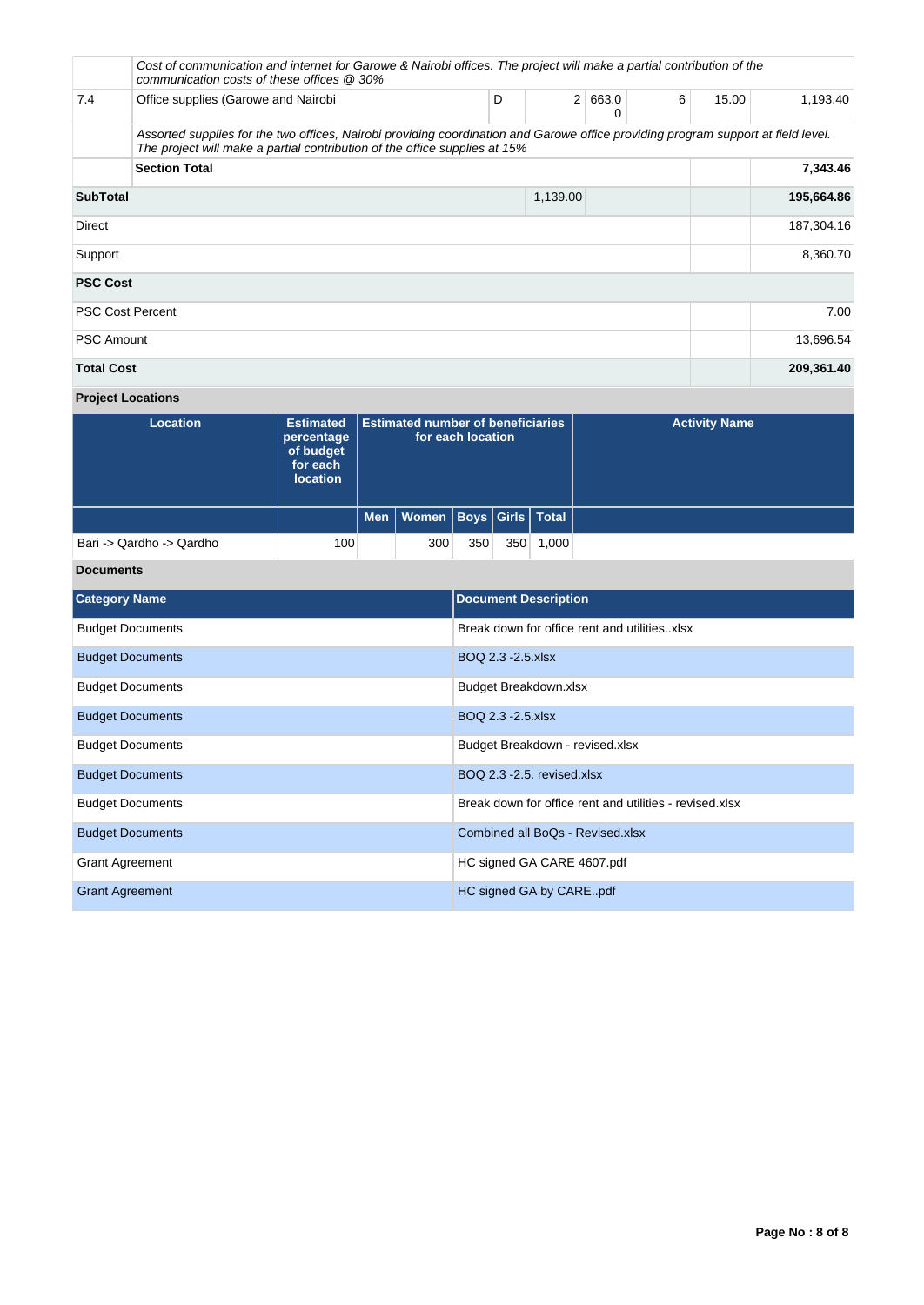| | | | | | | | |
|---|---|---|---|---|---|---|---|
| | *Cost of communication and internet for Garowe & Nairobi offices. The project will make a partial contribution of the communication costs of these offices @ 30%* | | | | | | |
| 7.4 | Office supplies (Garowe and Nairobi | D | 2 | 663.00 | 6 | 15.00 | 1,193.40 |
| | *Assorted supplies for the two offices, Nairobi providing coordination and Garowe office providing program support at field level. The project will make a partial contribution of the office supplies at 15%* | | | | | | |
| | **Section Total** | | | | | | **7,343.46** |
| **SubTotal** | | | 1,139.00 | | | | **195,664.86** |
| Direct | | | | | | | 187,304.16 |
| Support | | | | | | | 8,360.70 |
| **PSC Cost** | | | | | | | |
| PSC Cost Percent | | | | | | | 7.00 |
| PSC Amount | | | | | | | 13,696.54 |
| **Total Cost** | | | | | | | **209,361.40** |

**Project Locations**

| Location | Estimated percentage of budget for each location | Estimated number of beneficiaries for each location | | | | | Activity Name |
|---|---|---|---|---|---|---|---|
| | | Men | Women | Boys | Girls | Total | |
| Bari -> Qardho -> Qardho | 100 | | 300 | 350 | 350 | 1,000 | |

**Documents**

| Category Name | Document Description |
|---|---|
| Budget Documents | Break down for office rent and utilities..xlsx |
| Budget Documents | BOQ 2.3 -2.5.xlsx |
| Budget Documents | Budget Breakdown.xlsx |
| Budget Documents | BOQ 2.3 -2.5.xlsx |
| Budget Documents | Budget Breakdown - revised.xlsx |
| Budget Documents | BOQ 2.3 -2.5. revised.xlsx |
| Budget Documents | Break down for office rent and utilities - revised.xlsx |
| Budget Documents | Combined all BoQs - Revised.xlsx |
| Grant Agreement | HC signed GA CARE 4607.pdf |
| Grant Agreement | HC signed GA by CARE..pdf |